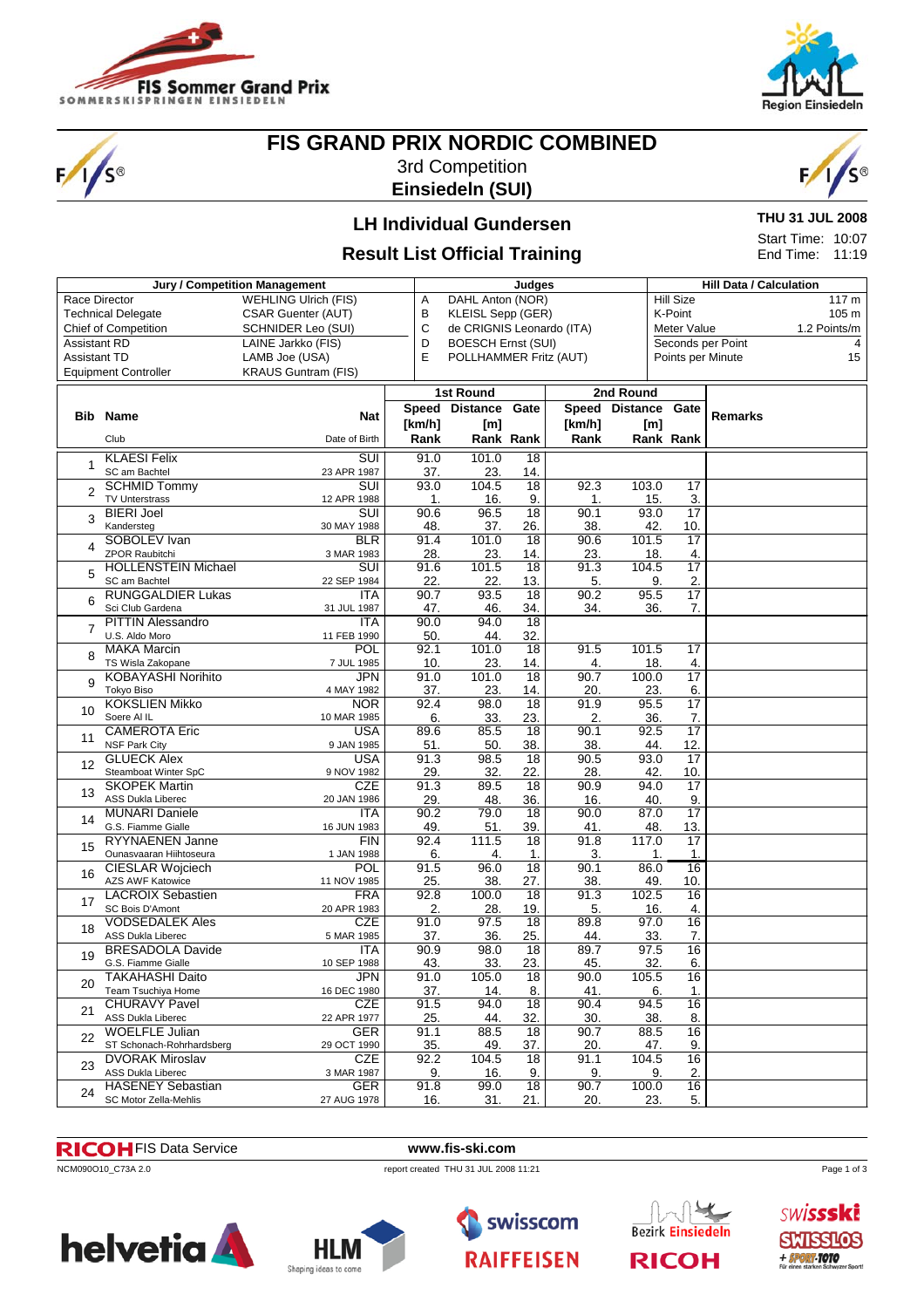# FIS GRAND PRIX NORDIC COMBINED

3rd Competition

**Einsiedeln (SUI)**

## LH Individual Gundersen

## Result List Official Training

**THU 31 JUL 2008**

Start Time: 10:07

End Time: 11:19

| Jury / Competition Management | | Judges | | Hill Data / Calculation | |
|---|---|---|---|---|---|
| Race Director | WEHLING Ulrich (FIS) | A | DAHL Anton (NOR) | Hill Size | 117 m |
| Technical Delegate | CSAR Guenter (AUT) | B | KLEISL Sepp (GER) | K-Point | 105 m |
| Chief of Competition | SCHNIDER Leo (SUI) | C | de CRIGNIS Leonardo (ITA) | Meter Value | 1.2 Points/m |
| Assistant RD | LAINE Jarkko (FIS) | D | BOESCH Ernst (SUI) | Seconds per Point | 4 |
| Assistant TD | LAMB Joe (USA) | E | POLLHAMMER Fritz (AUT) | Points per Minute | 15 |
| Equipment Controller | KRAUS Guntram (FIS) | | | | |

| Bib | Name / Club | Nat / Date of Birth | 1st Round Speed [km/h] Rank | 1st Round Distance [m] Rank | 1st Round Gate Rank | 2nd Round Speed [km/h] Rank | 2nd Round Distance [m] Rank | 2nd Round Gate Rank | Remarks |
|---|---|---|---|---|---|---|---|---|---|
| 1 | KLAESI Felix<br>SC am Bachtel | SUI<br>23 APR 1987 | 91.0<br>37. | 101.0<br>23. | 18<br>14. | | | | |
| 2 | SCHMID Tommy<br>TV Unterstrass | SUI<br>12 APR 1988 | 93.0<br>1. | 104.5<br>16. | 18<br>9. | 92.3<br>1. | 103.0<br>15. | 17<br>3. | |
| 3 | BIERI Joel<br>Kandersteg | SUI<br>30 MAY 1988 | 90.6<br>48. | 96.5<br>37. | 18<br>26. | 90.1<br>38. | 93.0<br>42. | 17<br>10. | |
| 4 | SOBOLEV Ivan<br>ZPOR Raubitchi | BLR<br>3 MAR 1983 | 91.4<br>28. | 101.0<br>23. | 18<br>14. | 90.6<br>23. | 101.5<br>18. | 17<br>4. | |
| 5 | HOLLENSTEIN Michael<br>SC am Bachtel | SUI<br>22 SEP 1984 | 91.6<br>22. | 101.5<br>22. | 18<br>13. | 91.3<br>5. | 104.5<br>9. | 17<br>2. | |
| 6 | RUNGGALDIER Lukas<br>Sci Club Gardena | ITA<br>31 JUL 1987 | 90.7<br>47. | 93.5<br>46. | 18<br>34. | 90.2<br>34. | 95.5<br>36. | 17<br>7. | |
| 7 | PITTIN Alessandro<br>U.S. Aldo Moro | ITA<br>11 FEB 1990 | 90.0<br>50. | 94.0<br>44. | 18<br>32. | | | | |
| 8 | MAKA Marcin<br>TS Wisla Zakopane | POL<br>7 JUL 1985 | 92.1<br>10. | 101.0<br>23. | 18<br>14. | 91.5<br>4. | 101.5<br>18. | 17<br>4. | |
| 9 | KOBAYASHI Norihito<br>Tokyo Biso | JPN<br>4 MAY 1982 | 91.0<br>37. | 101.0<br>23. | 18<br>14. | 90.7<br>20. | 100.0<br>23. | 17<br>6. | |
| 10 | KOKSLIEN Mikko<br>Soere Al IL | NOR<br>10 MAR 1985 | 92.4<br>6. | 98.0<br>33. | 18<br>23. | 91.9<br>2. | 95.5<br>36. | 17<br>7. | |
| 11 | CAMEROTA Eric<br>NSF Park City | USA<br>9 JAN 1985 | 89.6<br>51. | 85.5<br>50. | 18<br>38. | 90.1<br>38. | 92.5<br>44. | 17<br>12. | |
| 12 | GLUECK Alex<br>Steamboat Winter SpC | USA<br>9 NOV 1982 | 91.3<br>29. | 98.5<br>32. | 18<br>22. | 90.5<br>28. | 93.0<br>42. | 17<br>10. | |
| 13 | SKOPEK Martin<br>ASS Dukla Liberec | CZE<br>20 JAN 1986 | 91.3<br>29. | 89.5<br>48. | 18<br>36. | 90.9<br>16. | 94.0<br>40. | 17<br>9. | |
| 14 | MUNARI Daniele<br>G.S. Fiamme Gialle | ITA<br>16 JUN 1983 | 90.2<br>49. | 79.0<br>51. | 18<br>39. | 90.0<br>41. | 87.0<br>48. | 17<br>13. | |
| 15 | RYYNAENEN Janne<br>Ounasvaaran Hiihtoseura | FIN<br>1 JAN 1988 | 92.4<br>6. | 111.5<br>4. | 18<br>1. | 91.8<br>3. | 117.0<br>1. | 17<br>1. | |
| 16 | CIESLAR Wojciech<br>AZS AWF Katowice | POL<br>11 NOV 1985 | 91.5<br>25. | 96.0<br>38. | 18<br>27. | 90.1<br>38. | 86.0<br>49. | 16<br>10. | |
| 17 | LACROIX Sebastien<br>SC Bois D'Amont | FRA<br>20 APR 1983 | 92.8<br>2. | 100.0<br>28. | 18<br>19. | 91.3<br>5. | 102.5<br>16. | 16<br>4. | |
| 18 | VODSEDALEK Ales<br>ASS Dukla Liberec | CZE<br>5 MAR 1985 | 91.0<br>37. | 97.5<br>36. | 18<br>25. | 89.8<br>44. | 97.0<br>33. | 16<br>7. | |
| 19 | BRESADOLA Davide<br>G.S. Fiamme Gialle | ITA<br>10 SEP 1988 | 90.9<br>43. | 98.0<br>33. | 18<br>23. | 89.7<br>45. | 97.5<br>32. | 16<br>6. | |
| 20 | TAKAHASHI Daito<br>Team Tsuchiya Home | JPN<br>16 DEC 1980 | 91.0<br>37. | 105.0<br>14. | 18<br>8. | 90.0<br>41. | 105.5<br>6. | 16<br>1. | |
| 21 | CHURAVY Pavel<br>ASS Dukla Liberec | CZE<br>22 APR 1977 | 91.5<br>25. | 94.0<br>44. | 18<br>32. | 90.4<br>30. | 94.5<br>38. | 16<br>8. | |
| 22 | WOELFLE Julian<br>ST Schonach-Rohrhardsberg | GER<br>29 OCT 1990 | 91.1<br>35. | 88.5<br>49. | 18<br>37. | 90.7<br>20. | 88.5<br>47. | 16<br>9. | |
| 23 | DVORAK Miroslav<br>ASS Dukla Liberec | CZE<br>3 MAR 1987 | 92.2<br>9. | 104.5<br>16. | 18<br>9. | 91.1<br>9. | 104.5<br>9. | 16<br>2. | |
| 24 | HASENEY Sebastian<br>SC Motor Zella-Mehlis | GER<br>27 AUG 1978 | 91.8<br>16. | 99.0<br>31. | 18<br>21. | 90.7<br>20. | 100.0<br>23. | 16<br>5. | |

RICOH FIS Data Service www.fis-ski.com

NCM090O10_C73A 2.0 report created THU 31 JUL 2008 11:21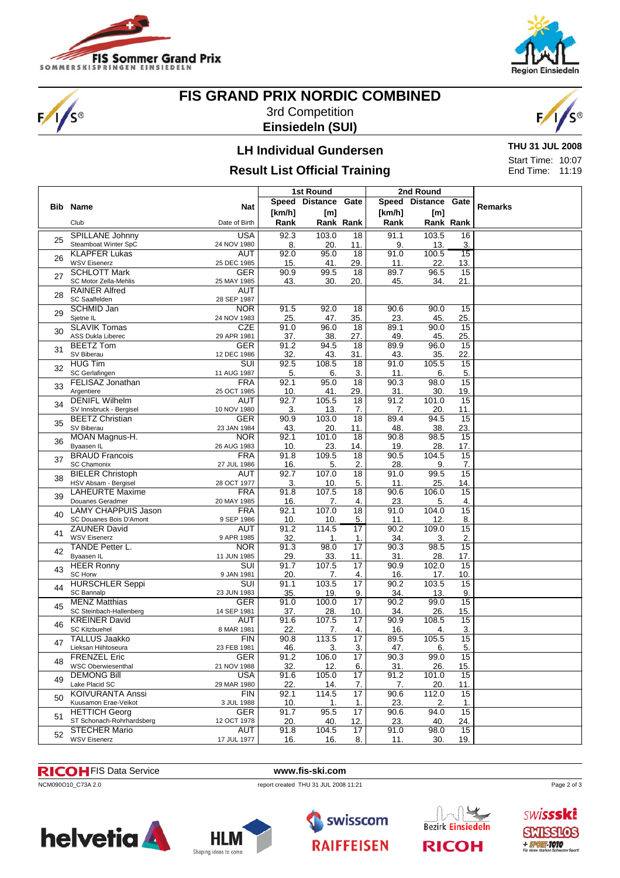# FIS GRAND PRIX NORDIC COMBINED

3rd Competition

**Einsiedeln (SUI)**

## LH Individual Gundersen

## Result List Official Training

**THU 31 JUL 2008**

Start Time: 10:07
End Time: 11:19

| Bib | Name | Nat | 1st Round | | | 2nd Round | | | Remarks |
|---|---|---|---|---|---|---|---|---|---|
| | | | Speed [km/h] | Distance [m] | Gate | Speed [km/h] | Distance [m] | Gate | |
| | Club | Date of Birth | Rank | Rank | Rank | Rank | Rank | Rank | |
| 25 | SPILLANE Johnny<br>Steamboat Winter SpC | USA<br>24 NOV 1980 | 92.3<br>8. | 103.0<br>20. | 18<br>11. | 91.1<br>9. | 103.5<br>13. | 16<br>3. | |
| 26 | KLAPFER Lukas<br>WSV Eisenerz | AUT<br>25 DEC 1985 | 92.0<br>15. | 95.0<br>41. | 18<br>29. | 91.0<br>11. | 100.5<br>22. | 15<br>13. | |
| 27 | SCHLOTT Mark<br>SC Motor Zella-Mehlis | GER<br>25 MAY 1985 | 90.9<br>43. | 99.5<br>30. | 18<br>20. | 89.7<br>45. | 96.5<br>34. | 15<br>21. | |
| 28 | RAINER Alfred<br>SC Saalfelden | AUT<br>28 SEP 1987 | | | | | | | |
| 29 | SCHMID Jan<br>Sjetne IL | NOR<br>24 NOV 1983 | 91.5<br>25. | 92.0<br>47. | 18<br>35. | 90.6<br>23. | 90.0<br>45. | 15<br>25. | |
| 30 | SLAVIK Tomas<br>ASS Dukla Liberec | CZE<br>29 APR 1981 | 91.0<br>37. | 96.0<br>38. | 18<br>27. | 89.1<br>49. | 90.0<br>45. | 15<br>25. | |
| 31 | BEETZ Tom<br>SV Biberau | GER<br>12 DEC 1986 | 91.2<br>32. | 94.5<br>43. | 18<br>31. | 89.9<br>43. | 96.0<br>35. | 15<br>22. | |
| 32 | HUG Tim<br>SC Gerlafingen | SUI<br>11 AUG 1987 | 92.5<br>5. | 108.5<br>6. | 18<br>3. | 91.0<br>11. | 105.5<br>6. | 15<br>5. | |
| 33 | FELISAZ Jonathan<br>Argentiere | FRA<br>25 OCT 1985 | 92.1<br>10. | 95.0<br>41. | 18<br>29. | 90.3<br>31. | 98.0<br>30. | 15<br>19. | |
| 34 | DENIFL Wilhelm<br>SV Innsbruck - Bergisel | AUT<br>10 NOV 1980 | 92.7<br>3. | 105.5<br>13. | 18<br>7. | 91.2<br>7. | 101.0<br>20. | 15<br>11. | |
| 35 | BEETZ Christian<br>SV Biberau | GER<br>23 JAN 1984 | 90.9<br>43. | 103.0<br>20. | 18<br>11. | 89.4<br>48. | 94.5<br>38. | 15<br>23. | |
| 36 | MOAN Magnus-H.<br>Byaasen IL | NOR<br>26 AUG 1983 | 92.1<br>10. | 101.0<br>23. | 18<br>14. | 90.8<br>19. | 98.5<br>28. | 15<br>17. | |
| 37 | BRAUD Francois<br>SC Chamonix | FRA<br>27 JUL 1986 | 91.8<br>16. | 109.5<br>5. | 18<br>2. | 90.5<br>28. | 104.5<br>9. | 15<br>7. | |
| 38 | BIELER Christoph<br>HSV Absam - Bergisel | AUT<br>28 OCT 1977 | 92.7<br>3. | 107.0<br>10. | 18<br>5. | 91.0<br>11. | 99.5<br>25. | 15<br>14. | |
| 39 | LAHEURTE Maxime<br>Douanes Geradmer | FRA<br>20 MAY 1985 | 91.8<br>16. | 107.5<br>7. | 18<br>4. | 90.6<br>23. | 106.0<br>5. | 15<br>4. | |
| 40 | LAMY CHAPPUIS Jason<br>SC Douanes Bois D'Amont | FRA<br>9 SEP 1986 | 92.1<br>10. | 107.0<br>10. | 18<br>5. | 91.0<br>11. | 104.0<br>12. | 15<br>8. | |
| 41 | ZAUNER David<br>WSV Eisenerz | AUT<br>9 APR 1985 | 91.2<br>32. | 114.5<br>1. | 17<br>1. | 90.2<br>34. | 109.0<br>3. | 15<br>2. | |
| 42 | TANDE Petter L.<br>Byaasen IL | NOR<br>11 JUN 1985 | 91.3<br>29. | 98.0<br>33. | 17<br>11. | 90.3<br>31. | 98.5<br>28. | 15<br>17. | |
| 43 | HEER Ronny<br>SC Horw | SUI<br>9 JAN 1981 | 91.7<br>20. | 107.5<br>7. | 17<br>4. | 90.9<br>16. | 102.0<br>17. | 15<br>10. | |
| 44 | HURSCHLER Seppi<br>SC Bannalp | SUI<br>23 JUN 1983 | 91.1<br>35. | 103.5<br>19. | 17<br>9. | 90.2<br>34. | 103.5<br>13. | 15<br>9. | |
| 45 | MENZ Matthias<br>SC Steinbach-Hallenberg | GER<br>14 SEP 1981 | 91.0<br>37. | 100.0<br>28. | 17<br>10. | 90.2<br>34. | 99.0<br>26. | 15<br>15. | |
| 46 | KREINER David<br>SC Kitzbuehel | AUT<br>8 MAR 1981 | 91.6<br>22. | 107.5<br>7. | 17<br>4. | 90.9<br>16. | 108.5<br>4. | 15<br>3. | |
| 47 | TALLUS Jaakko<br>Lieksan Hiihtoseura | FIN<br>23 FEB 1981 | 90.8<br>46. | 113.5<br>3. | 17<br>3. | 89.5<br>47. | 105.5<br>6. | 15<br>5. | |
| 48 | FRENZEL Eric<br>WSC Oberwiesenthal | GER<br>21 NOV 1988 | 91.2<br>32. | 106.0<br>12. | 17<br>6. | 90.3<br>31. | 99.0<br>26. | 15<br>15. | |
| 49 | DEMONG Bill<br>Lake Placid SC | USA<br>29 MAR 1980 | 91.6<br>22. | 105.0<br>14. | 17<br>7. | 91.2<br>7. | 101.0<br>20. | 15<br>11. | |
| 50 | KOIVURANTA Anssi<br>Kuusamon Erae-Veikot | FIN<br>3 JUL 1988 | 92.1<br>10. | 114.5<br>1. | 17<br>1. | 90.6<br>23. | 112.0<br>2. | 15<br>1. | |
| 51 | HETTICH Georg<br>ST Schonach-Rohrhardsberg | GER<br>12 OCT 1978 | 91.7<br>20. | 95.5<br>40. | 17<br>12. | 90.6<br>23. | 94.0<br>40. | 15<br>24. | |
| 52 | STECHER Mario<br>WSV Eisenerz | AUT<br>17 JUL 1977 | 91.8<br>16. | 104.5<br>16. | 17<br>8. | 91.0<br>11. | 98.0<br>30. | 15<br>19. | |

RICOH FIS Data Service

www.fis-ski.com

NCM090O10_C73A 2.0

report created THU 31 JUL 2008 11:21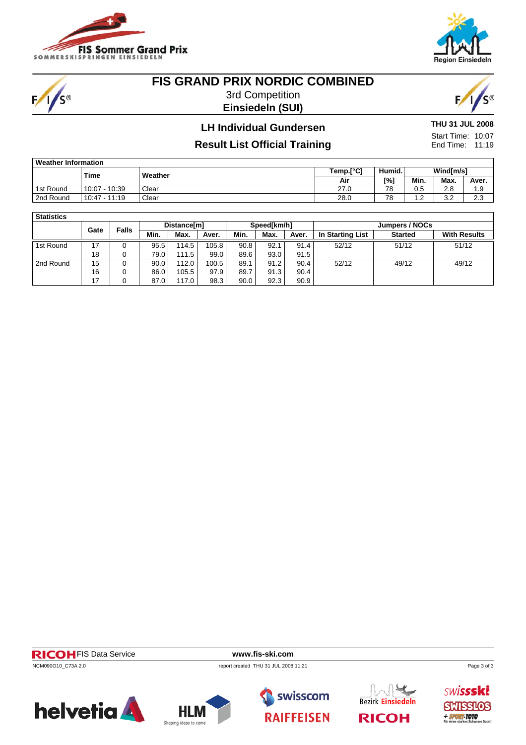# FIS GRAND PRIX NORDIC COMBINED

3rd Competition

**Einsiedeln (SUI)**

## LH Individual Gundersen

## Result List Official Training

**THU 31 JUL 2008**

Start Time: 10:07
End Time: 11:19

| Weather Information | | | | | | | |
|---|---|---|---|---|---|---|---|
| | Time | Weather | Temp.[°C] | Humid. | Wind[m/s] | | |
| | | | Air | [%] | Min. | Max. | Aver. |
| 1st Round | 10:07 - 10:39 | Clear | 27.0 | 78 | 0.5 | 2.8 | 1.9 |
| 2nd Round | 10:47 - 11:19 | Clear | 28.0 | 78 | 1.2 | 3.2 | 2.3 |

| Statistics | | | | | | | | | | | |
|---|---|---|---|---|---|---|---|---|---|---|---|
| | Gate | Falls | Distance[m] | | | Speed[km/h] | | | Jumpers / NOCs | | |
| | | | Min. | Max. | Aver. | Min. | Max. | Aver. | In Starting List | Started | With Results |
| 1st Round | 17 | 0 | 95.5 | 114.5 | 105.8 | 90.8 | 92.1 | 91.4 | 52/12 | 51/12 | 51/12 |
| | 18 | 0 | 79.0 | 111.5 | 99.0 | 89.6 | 93.0 | 91.5 | | | |
| 2nd Round | 15 | 0 | 90.0 | 112.0 | 100.5 | 89.1 | 91.2 | 90.4 | 52/12 | 49/12 | 49/12 |
| | 16 | 0 | 86.0 | 105.5 | 97.9 | 89.7 | 91.3 | 90.4 | | | |
| | 17 | 0 | 87.0 | 117.0 | 98.3 | 90.0 | 92.3 | 90.9 | | | |

RICOH FIS Data Service www.fis-ski.com

NCM090O10_C73A 2.0 report created THU 31 JUL 2008 11:21